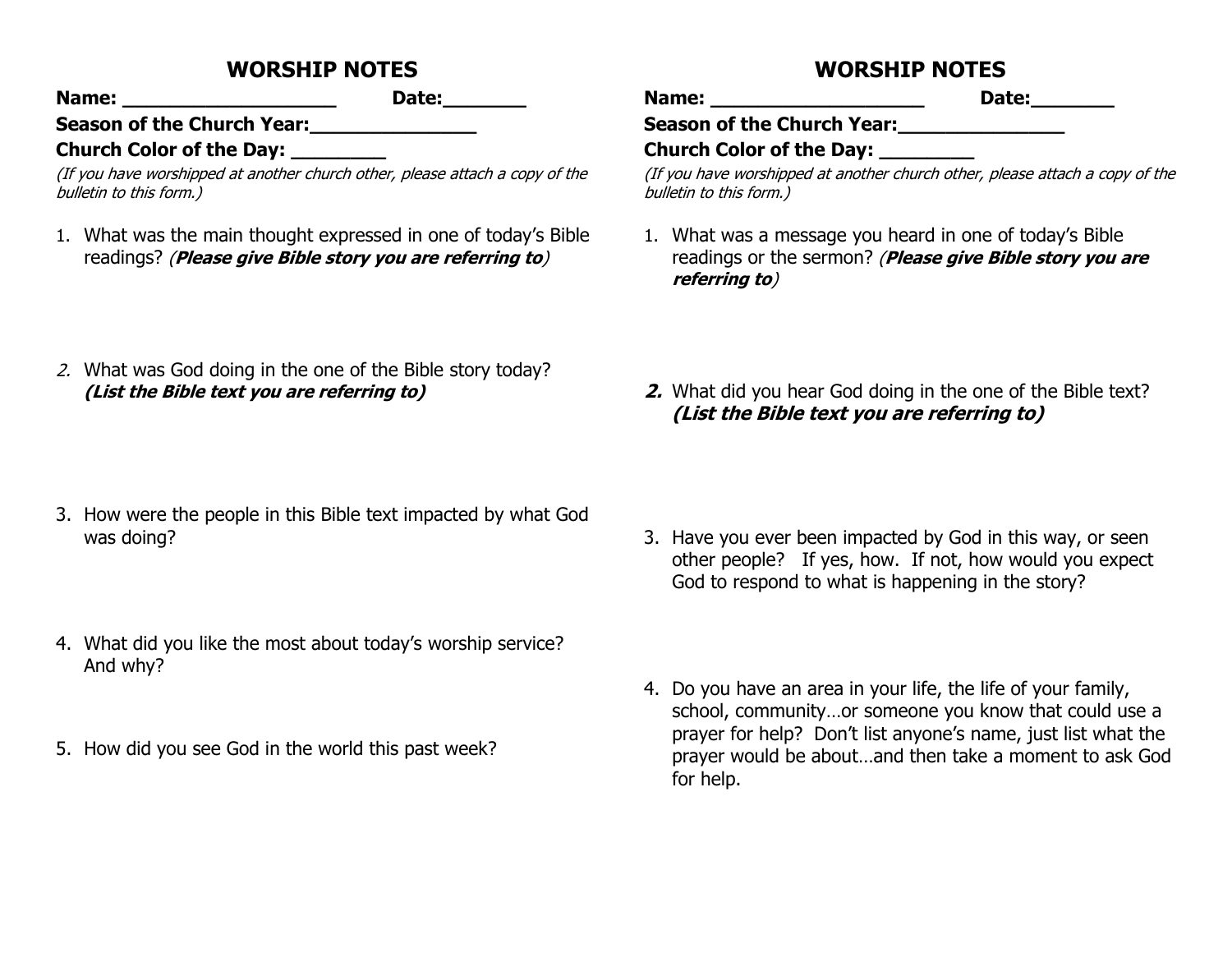## WORSHIP NOTES

**Name: ___________________ Date:_______**

**Season of the Church Year:_______________**

**Church Color of the Day: ________**

*(If you have worshipped at another church other, please attach a copy of the bulletin to this form.)*

1. What was the main thought expressed in one of today's Bible readings? (***Please give Bible story you are referring to***)

2. What was God doing in the one of the Bible story today? ***(List the Bible text you are referring to)***

3. How were the people in this Bible text impacted by what God was doing?

4. What did you like the most about today's worship service? And why?

5. How did you see God in the world this past week?

## WORSHIP NOTES

**Name: ___________________ Date:_______**

**Season of the Church Year:_______________**

**Church Color of the Day: ________**

*(If you have worshipped at another church other, please attach a copy of the bulletin to this form.)*

1. What was a message you heard in one of today's Bible readings or the sermon? (***Please give Bible story you are referring to***)

2. What did you hear God doing in the one of the Bible text? ***(List the Bible text you are referring to)***

3. Have you ever been impacted by God in this way, or seen other people? If yes, how. If not, how would you expect God to respond to what is happening in the story?

4. Do you have an area in your life, the life of your family, school, community…or someone you know that could use a prayer for help? Don't list anyone's name, just list what the prayer would be about…and then take a moment to ask God for help.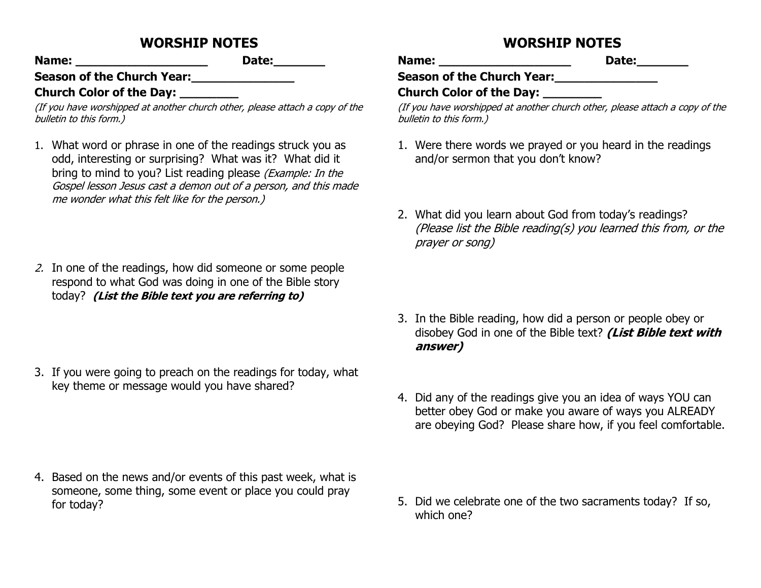## WORSHIP NOTES

**Name: ___________________ Date:_______**

**Season of the Church Year:______________**

**Church Color of the Day: ________**

*(If you have worshipped at another church other, please attach a copy of the bulletin to this form.)*

1. What word or phrase in one of the readings struck you as odd, interesting or surprising? What was it? What did it bring to mind to you? List reading please *(Example: In the Gospel lesson Jesus cast a demon out of a person, and this made me wonder what this felt like for the person.)*

2. In one of the readings, how did someone or some people respond to what God was doing in one of the Bible story today? ***(List the Bible text you are referring to)***

3. If you were going to preach on the readings for today, what key theme or message would you have shared?

4. Based on the news and/or events of this past week, what is someone, some thing, some event or place you could pray for today?

## WORSHIP NOTES

**Name: ___________________ Date:_______**

**Season of the Church Year:______________**

**Church Color of the Day: ________**

*(If you have worshipped at another church other, please attach a copy of the bulletin to this form.)*

1. Were there words we prayed or you heard in the readings and/or sermon that you don't know?

2. What did you learn about God from today's readings? *(Please list the Bible reading(s) you learned this from, or the prayer or song)*

3. In the Bible reading, how did a person or people obey or disobey God in one of the Bible text? ***(List Bible text with answer)***

4. Did any of the readings give you an idea of ways YOU can better obey God or make you aware of ways you ALREADY are obeying God? Please share how, if you feel comfortable.

5. Did we celebrate one of the two sacraments today? If so, which one?